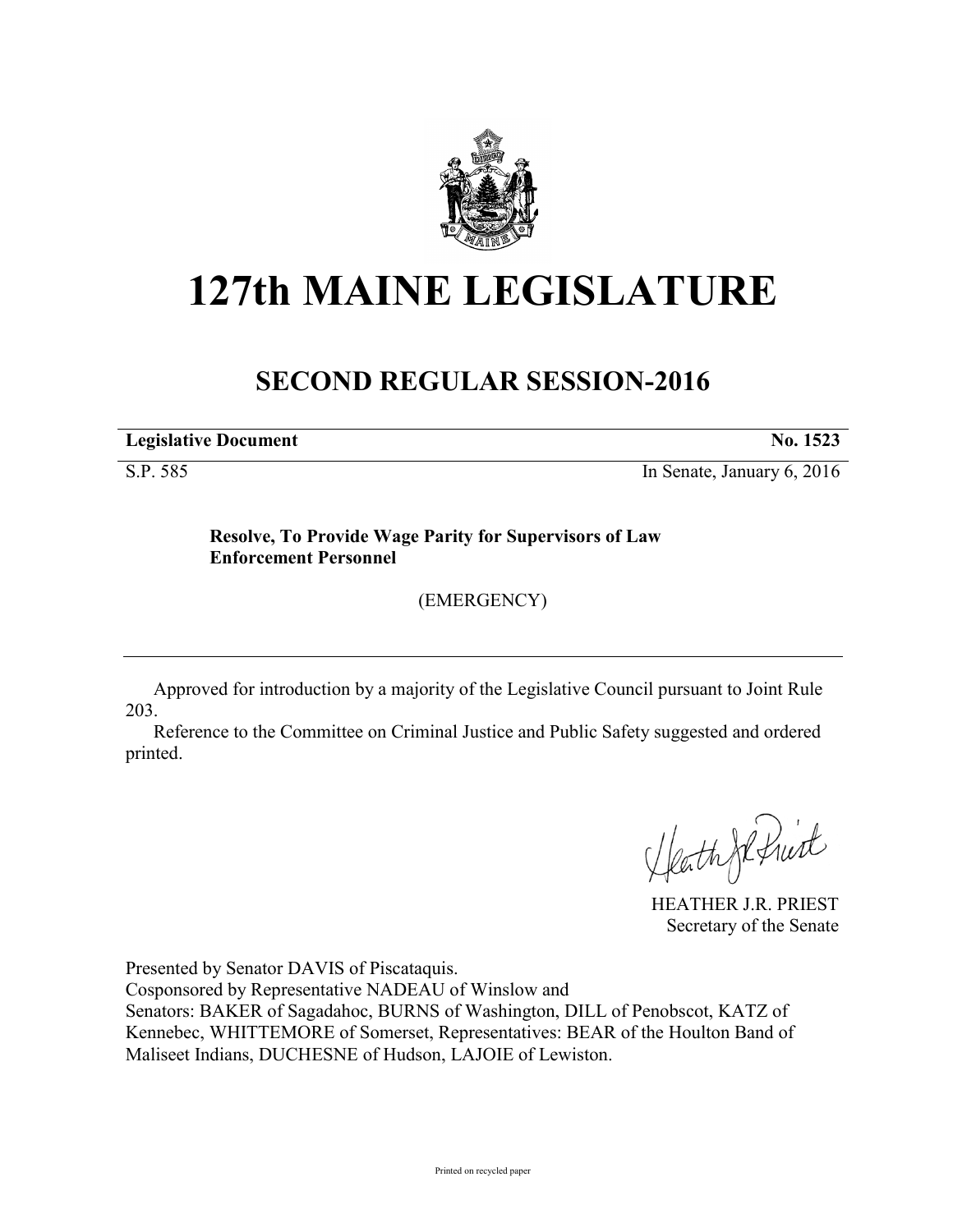# 127th MAINE LEGISLATURE

## SECOND REGULAR SESSION-2016

**Legislative Document** **No. 1523**

S.P. 585 In Senate, January 6, 2016

**Resolve, To Provide Wage Parity for Supervisors of Law Enforcement Personnel**

(EMERGENCY)

Approved for introduction by a majority of the Legislative Council pursuant to Joint Rule 203.

Reference to the Committee on Criminal Justice and Public Safety suggested and ordered printed.

HEATHER J.R. PRIEST
Secretary of the Senate

Presented by Senator DAVIS of Piscataquis.
Cosponsored by Representative NADEAU of Winslow and
Senators: BAKER of Sagadahoc, BURNS of Washington, DILL of Penobscot, KATZ of Kennebec, WHITTEMORE of Somerset, Representatives: BEAR of the Houlton Band of Maliseet Indians, DUCHESNE of Hudson, LAJOIE of Lewiston.

Printed on recycled paper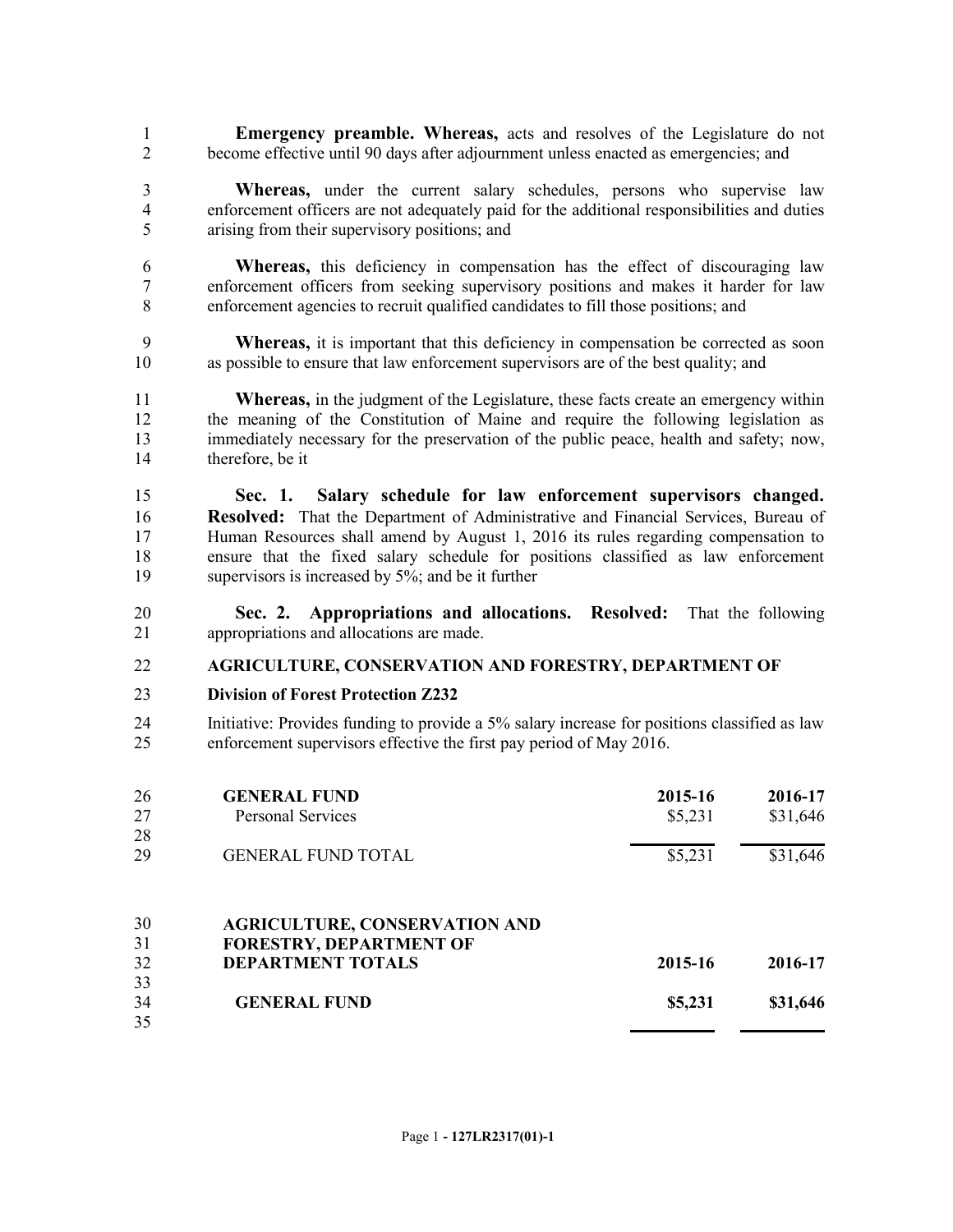**Emergency preamble. Whereas,** acts and resolves of the Legislature do not become effective until 90 days after adjournment unless enacted as emergencies; and

**Whereas,** under the current salary schedules, persons who supervise law enforcement officers are not adequately paid for the additional responsibilities and duties arising from their supervisory positions; and

**Whereas,** this deficiency in compensation has the effect of discouraging law enforcement officers from seeking supervisory positions and makes it harder for law enforcement agencies to recruit qualified candidates to fill those positions; and

**Whereas,** it is important that this deficiency in compensation be corrected as soon as possible to ensure that law enforcement supervisors are of the best quality; and

**Whereas,** in the judgment of the Legislature, these facts create an emergency within the meaning of the Constitution of Maine and require the following legislation as immediately necessary for the preservation of the public peace, health and safety; now, therefore, be it

**Sec. 1. Salary schedule for law enforcement supervisors changed. Resolved:** That the Department of Administrative and Financial Services, Bureau of Human Resources shall amend by August 1, 2016 its rules regarding compensation to ensure that the fixed salary schedule for positions classified as law enforcement supervisors is increased by 5%; and be it further

**Sec. 2. Appropriations and allocations. Resolved:** That the following appropriations and allocations are made.

**AGRICULTURE, CONSERVATION AND FORESTRY, DEPARTMENT OF**

**Division of Forest Protection Z232**

Initiative: Provides funding to provide a 5% salary increase for positions classified as law enforcement supervisors effective the first pay period of May 2016.

| **GENERAL FUND** | **2015-16** | **2016-17** |
|---|---|---|
| Personal Services | $5,231 | $31,646 |
| GENERAL FUND TOTAL | $5,231 | $31,646 |

| **AGRICULTURE, CONSERVATION AND FORESTRY, DEPARTMENT OF DEPARTMENT TOTALS** | **2015-16** | **2016-17** |
|---|---|---|
| **GENERAL FUND** | **$5,231** | **$31,646** |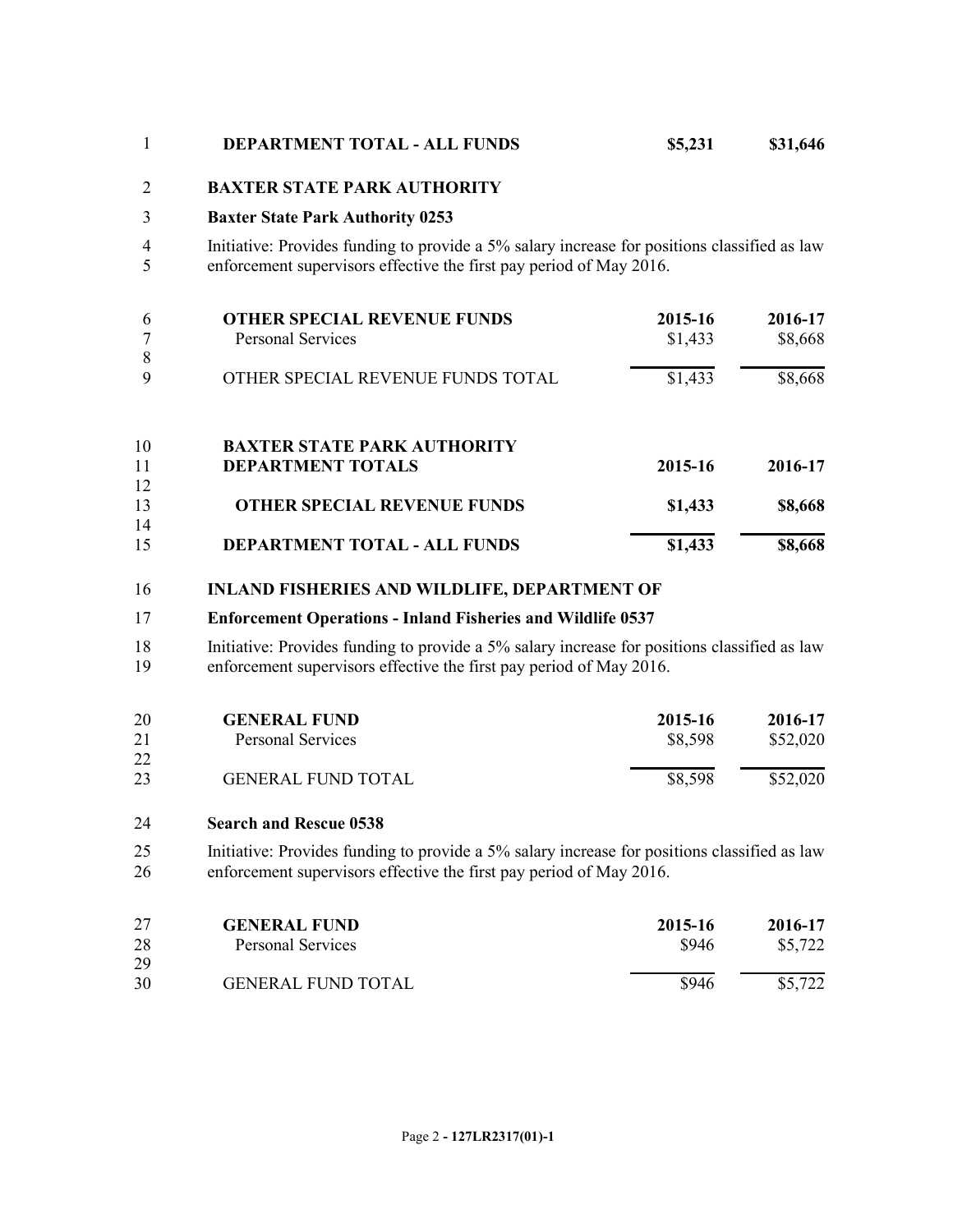| | | |
|---|---|---|
| **DEPARTMENT TOTAL - ALL FUNDS** | **$5,231** | **$31,646** |

**BAXTER STATE PARK AUTHORITY**

**Baxter State Park Authority 0253**

Initiative: Provides funding to provide a 5% salary increase for positions classified as law enforcement supervisors effective the first pay period of May 2016.

| **OTHER SPECIAL REVENUE FUNDS** | **2015-16** | **2016-17** |
|---|---|---|
| Personal Services | $1,433 | $8,668 |
| OTHER SPECIAL REVENUE FUNDS TOTAL | $1,433 | $8,668 |

| **BAXTER STATE PARK AUTHORITY DEPARTMENT TOTALS** | **2015-16** | **2016-17** |
|---|---|---|
| **OTHER SPECIAL REVENUE FUNDS** | **$1,433** | **$8,668** |
| **DEPARTMENT TOTAL - ALL FUNDS** | **$1,433** | **$8,668** |

**INLAND FISHERIES AND WILDLIFE, DEPARTMENT OF**

**Enforcement Operations - Inland Fisheries and Wildlife 0537**

Initiative: Provides funding to provide a 5% salary increase for positions classified as law enforcement supervisors effective the first pay period of May 2016.

| **GENERAL FUND** | **2015-16** | **2016-17** |
|---|---|---|
| Personal Services | $8,598 | $52,020 |
| GENERAL FUND TOTAL | $8,598 | $52,020 |

**Search and Rescue 0538**

Initiative: Provides funding to provide a 5% salary increase for positions classified as law enforcement supervisors effective the first pay period of May 2016.

| **GENERAL FUND** | **2015-16** | **2016-17** |
|---|---|---|
| Personal Services | $946 | $5,722 |
| GENERAL FUND TOTAL | $946 | $5,722 |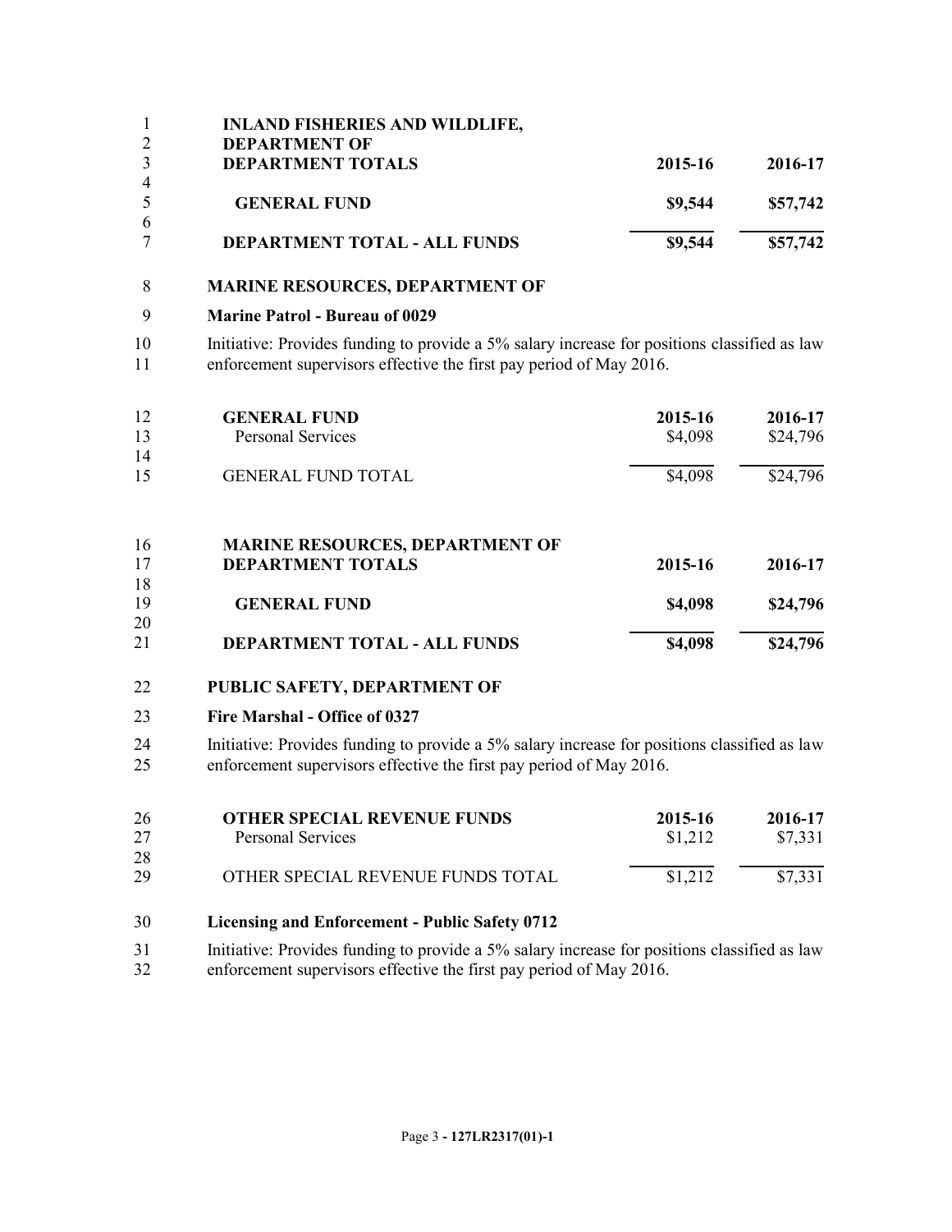| **INLAND FISHERIES AND WILDLIFE, DEPARTMENT OF DEPARTMENT TOTALS** | **2015-16** | **2016-17** |
|---|---|---|
| **GENERAL FUND** | **$9,544** | **$57,742** |
| **DEPARTMENT TOTAL - ALL FUNDS** | **$9,544** | **$57,742** |

**MARINE RESOURCES, DEPARTMENT OF**

**Marine Patrol - Bureau of 0029**

Initiative: Provides funding to provide a 5% salary increase for positions classified as law enforcement supervisors effective the first pay period of May 2016.

| **GENERAL FUND** | **2015-16** | **2016-17** |
|---|---|---|
| Personal Services | $4,098 | $24,796 |
| GENERAL FUND TOTAL | $4,098 | $24,796 |

| **MARINE RESOURCES, DEPARTMENT OF DEPARTMENT TOTALS** | **2015-16** | **2016-17** |
|---|---|---|
| **GENERAL FUND** | **$4,098** | **$24,796** |
| **DEPARTMENT TOTAL - ALL FUNDS** | **$4,098** | **$24,796** |

**PUBLIC SAFETY, DEPARTMENT OF**

**Fire Marshal - Office of 0327**

Initiative: Provides funding to provide a 5% salary increase for positions classified as law enforcement supervisors effective the first pay period of May 2016.

| **OTHER SPECIAL REVENUE FUNDS** | **2015-16** | **2016-17** |
|---|---|---|
| Personal Services | $1,212 | $7,331 |
| OTHER SPECIAL REVENUE FUNDS TOTAL | $1,212 | $7,331 |

**Licensing and Enforcement - Public Safety 0712**

Initiative: Provides funding to provide a 5% salary increase for positions classified as law enforcement supervisors effective the first pay period of May 2016.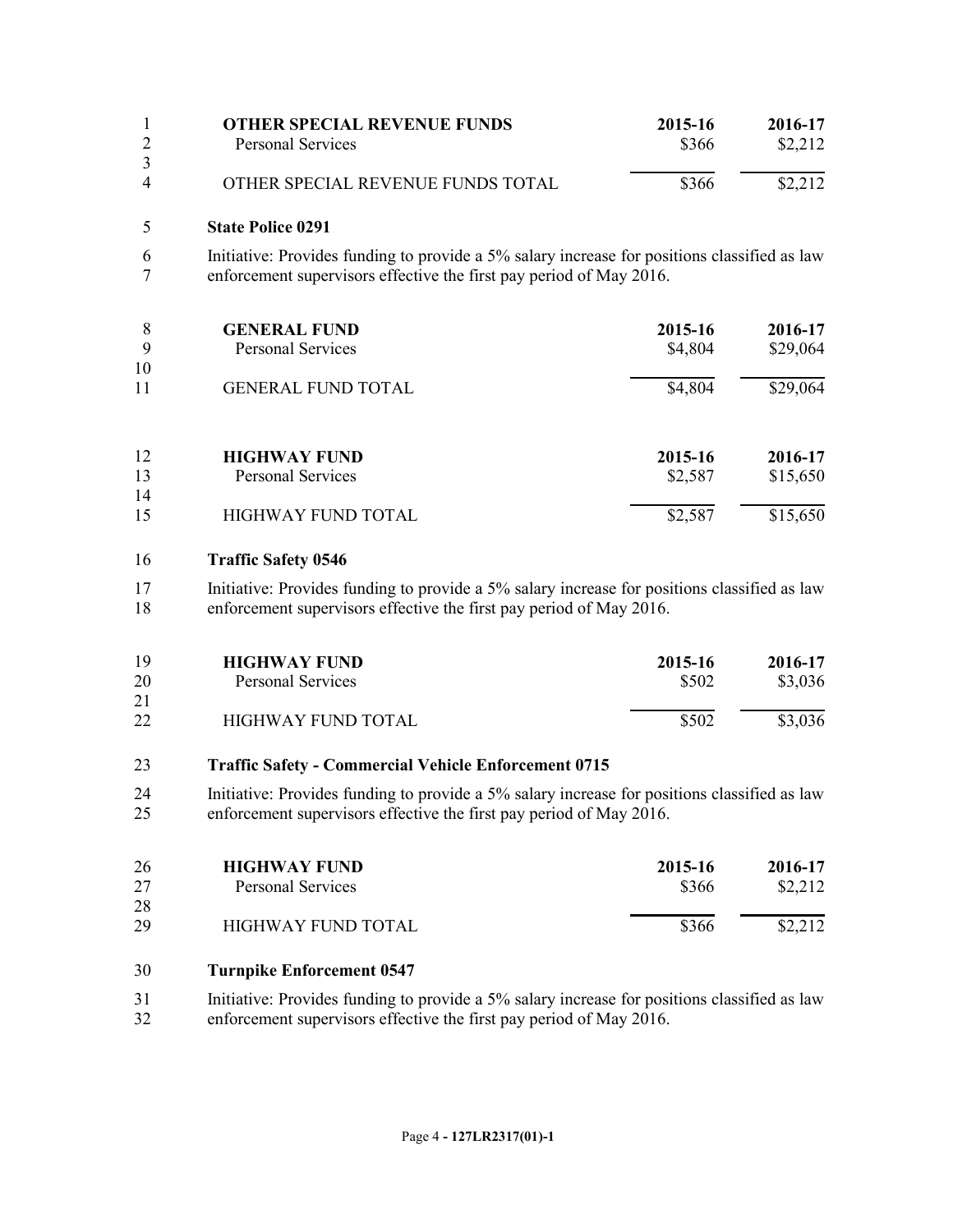| OTHER SPECIAL REVENUE FUNDS | 2015-16 | 2016-17 |
|---|---|---|
| Personal Services | $366 | $2,212 |
| OTHER SPECIAL REVENUE FUNDS TOTAL | $366 | $2,212 |

**State Police 0291**

Initiative: Provides funding to provide a 5% salary increase for positions classified as law enforcement supervisors effective the first pay period of May 2016.

| GENERAL FUND | 2015-16 | 2016-17 |
|---|---|---|
| Personal Services | $4,804 | $29,064 |
| GENERAL FUND TOTAL | $4,804 | $29,064 |

| HIGHWAY FUND | 2015-16 | 2016-17 |
|---|---|---|
| Personal Services | $2,587 | $15,650 |
| HIGHWAY FUND TOTAL | $2,587 | $15,650 |

**Traffic Safety 0546**

Initiative: Provides funding to provide a 5% salary increase for positions classified as law enforcement supervisors effective the first pay period of May 2016.

| HIGHWAY FUND | 2015-16 | 2016-17 |
|---|---|---|
| Personal Services | $502 | $3,036 |
| HIGHWAY FUND TOTAL | $502 | $3,036 |

**Traffic Safety - Commercial Vehicle Enforcement 0715**

Initiative: Provides funding to provide a 5% salary increase for positions classified as law enforcement supervisors effective the first pay period of May 2016.

| HIGHWAY FUND | 2015-16 | 2016-17 |
|---|---|---|
| Personal Services | $366 | $2,212 |
| HIGHWAY FUND TOTAL | $366 | $2,212 |

**Turnpike Enforcement 0547**

Initiative: Provides funding to provide a 5% salary increase for positions classified as law enforcement supervisors effective the first pay period of May 2016.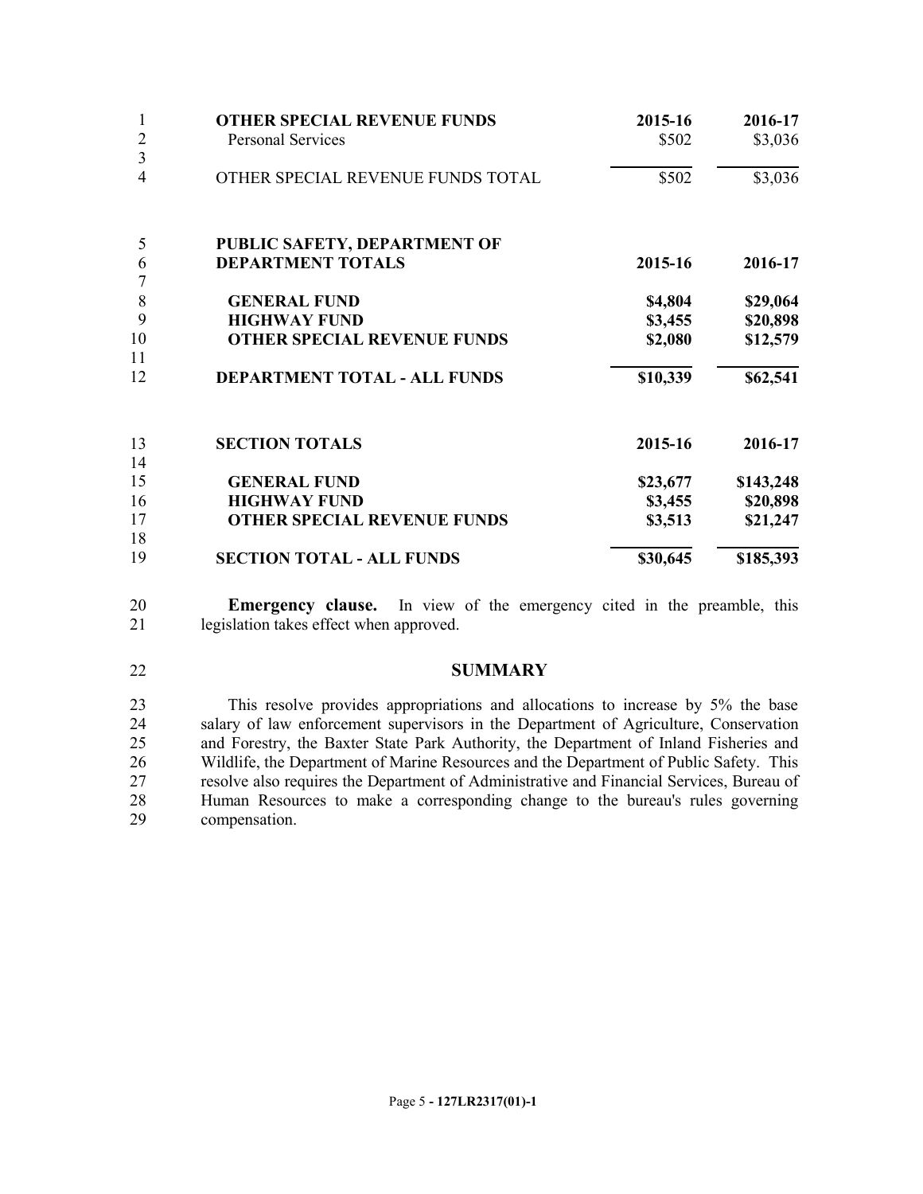| OTHER SPECIAL REVENUE FUNDS | 2015-16 | 2016-17 |
|---|---|---|
| Personal Services | $502 | $3,036 |
| OTHER SPECIAL REVENUE FUNDS TOTAL | $502 | $3,036 |

| PUBLIC SAFETY, DEPARTMENT OF<br>DEPARTMENT TOTALS | 2015-16 | 2016-17 |
|---|---|---|
| **GENERAL FUND** | **$4,804** | **$29,064** |
| **HIGHWAY FUND** | **$3,455** | **$20,898** |
| **OTHER SPECIAL REVENUE FUNDS** | **$2,080** | **$12,579** |
| **DEPARTMENT TOTAL - ALL FUNDS** | **$10,339** | **$62,541** |

| SECTION TOTALS | 2015-16 | 2016-17 |
|---|---|---|
| **GENERAL FUND** | **$23,677** | **$143,248** |
| **HIGHWAY FUND** | **$3,455** | **$20,898** |
| **OTHER SPECIAL REVENUE FUNDS** | **$3,513** | **$21,247** |
| **SECTION TOTAL - ALL FUNDS** | **$30,645** | **$185,393** |

**Emergency clause.** In view of the emergency cited in the preamble, this legislation takes effect when approved.

## SUMMARY

This resolve provides appropriations and allocations to increase by 5% the base salary of law enforcement supervisors in the Department of Agriculture, Conservation and Forestry, the Baxter State Park Authority, the Department of Inland Fisheries and Wildlife, the Department of Marine Resources and the Department of Public Safety. This resolve also requires the Department of Administrative and Financial Services, Bureau of Human Resources to make a corresponding change to the bureau's rules governing compensation.